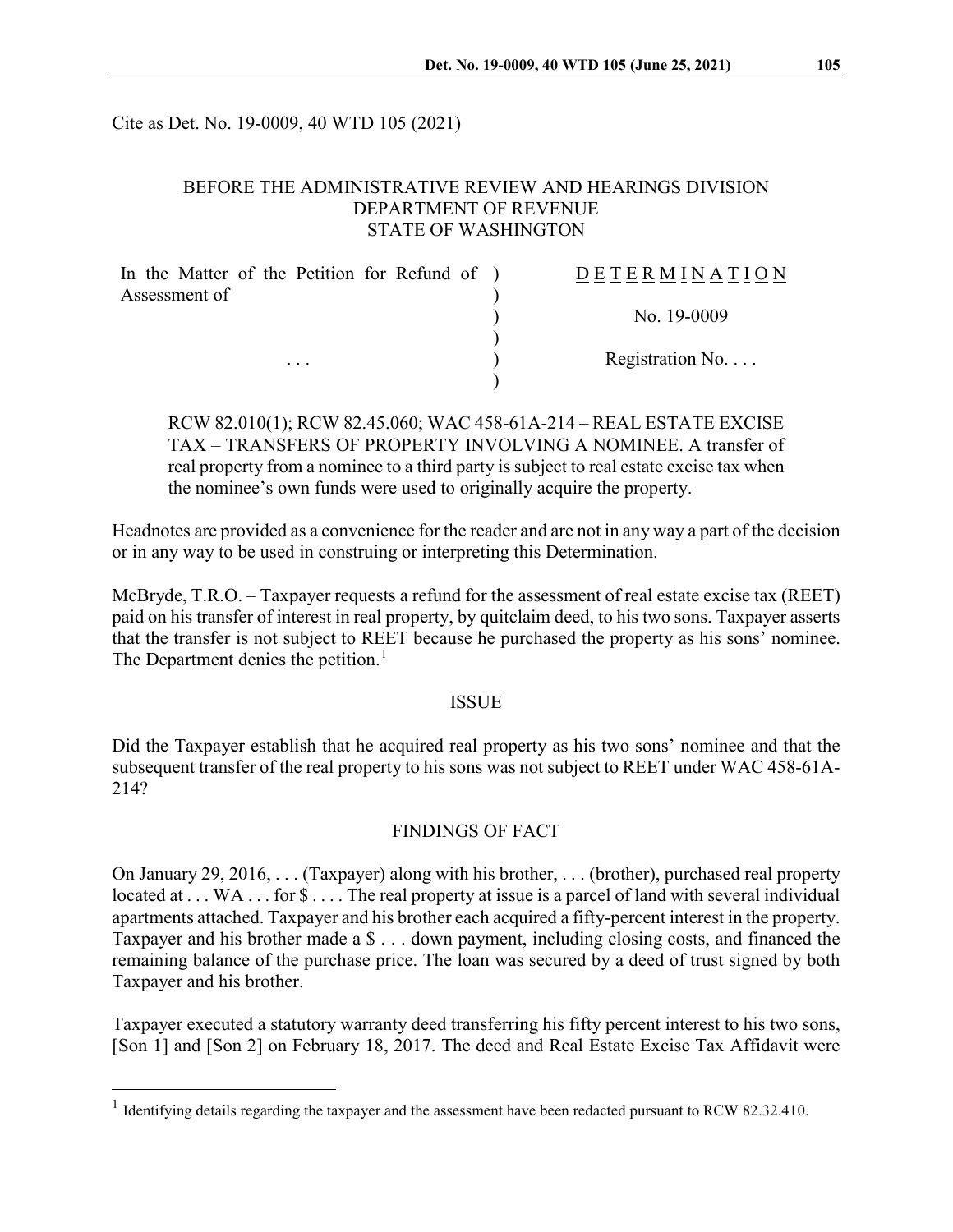Cite as Det. No. 19-0009, 40 WTD 105 (2021)

BEFORE THE ADMINISTRATIVE REVIEW AND HEARINGS DIVISION
DEPARTMENT OF REVENUE
STATE OF WASHINGTON

| In the Matter of the Petition for Refund of Assessment of | ) | DETERMINATION |
|---|---|---|
| | ) | No. 19-0009 |
| . . . | ) | Registration No. . . . |

RCW 82.010(1); RCW 82.45.060; WAC 458-61A-214 – REAL ESTATE EXCISE TAX – TRANSFERS OF PROPERTY INVOLVING A NOMINEE. A transfer of real property from a nominee to a third party is subject to real estate excise tax when the nominee's own funds were used to originally acquire the property.

Headnotes are provided as a convenience for the reader and are not in any way a part of the decision or in any way to be used in construing or interpreting this Determination.

McBryde, T.R.O. – Taxpayer requests a refund for the assessment of real estate excise tax (REET) paid on his transfer of interest in real property, by quitclaim deed, to his two sons. Taxpayer asserts that the transfer is not subject to REET because he purchased the property as his sons' nominee. The Department denies the petition.[1]

## ISSUE

Did the Taxpayer establish that he acquired real property as his two sons' nominee and that the subsequent transfer of the real property to his sons was not subject to REET under WAC 458-61A-214?

## FINDINGS OF FACT

On January 29, 2016, . . . (Taxpayer) along with his brother, . . . (brother), purchased real property located at . . . WA . . . for $ . . . . The real property at issue is a parcel of land with several individual apartments attached. Taxpayer and his brother each acquired a fifty-percent interest in the property. Taxpayer and his brother made a $ . . . down payment, including closing costs, and financed the remaining balance of the purchase price. The loan was secured by a deed of trust signed by both Taxpayer and his brother.

Taxpayer executed a statutory warranty deed transferring his fifty percent interest to his two sons, [Son 1] and [Son 2] on February 18, 2017. The deed and Real Estate Excise Tax Affidavit were

[1] Identifying details regarding the taxpayer and the assessment have been redacted pursuant to RCW 82.32.410.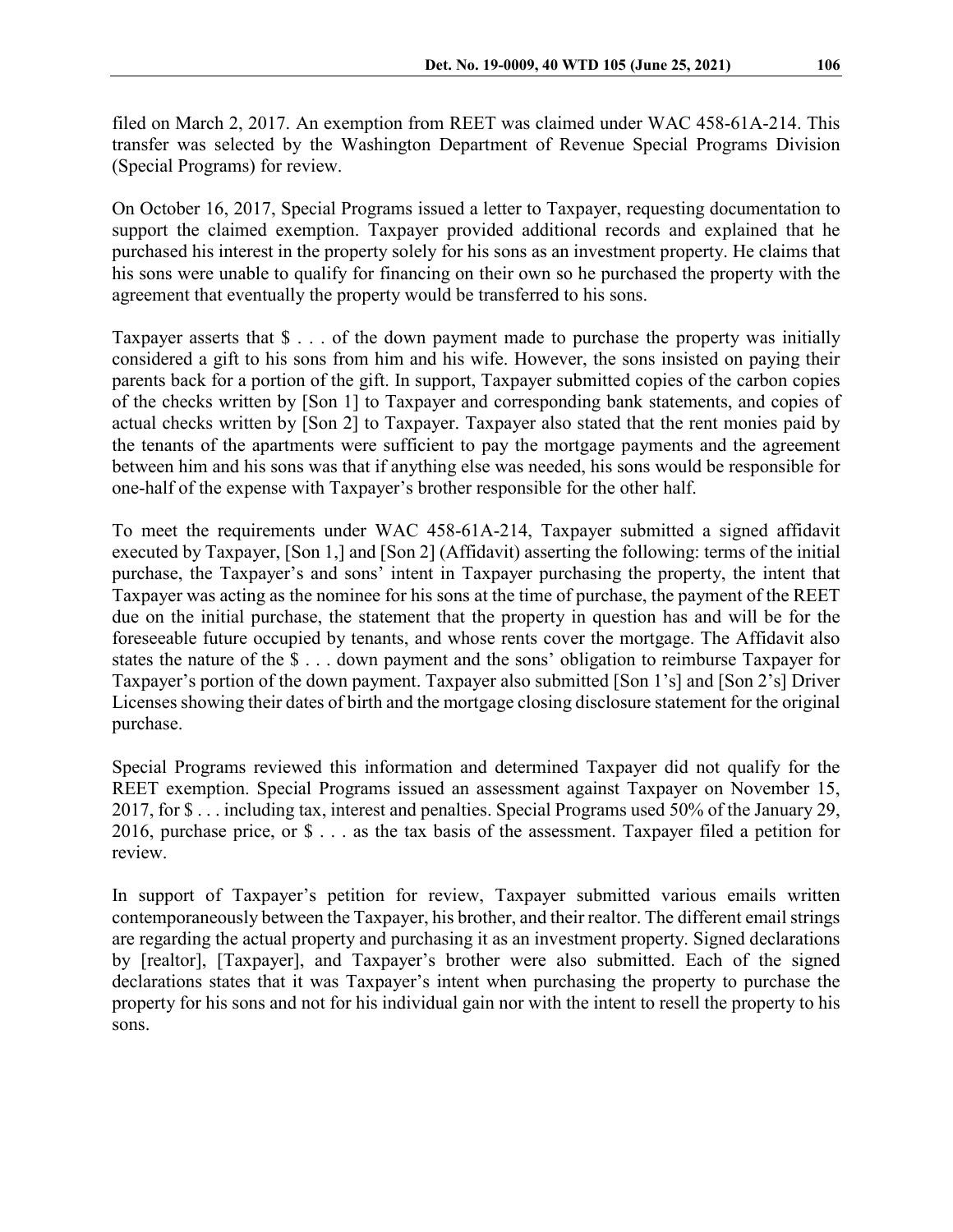filed on March 2, 2017. An exemption from REET was claimed under WAC 458-61A-214. This transfer was selected by the Washington Department of Revenue Special Programs Division (Special Programs) for review.

On October 16, 2017, Special Programs issued a letter to Taxpayer, requesting documentation to support the claimed exemption. Taxpayer provided additional records and explained that he purchased his interest in the property solely for his sons as an investment property. He claims that his sons were unable to qualify for financing on their own so he purchased the property with the agreement that eventually the property would be transferred to his sons.

Taxpayer asserts that $ . . . of the down payment made to purchase the property was initially considered a gift to his sons from him and his wife. However, the sons insisted on paying their parents back for a portion of the gift. In support, Taxpayer submitted copies of the carbon copies of the checks written by [Son 1] to Taxpayer and corresponding bank statements, and copies of actual checks written by [Son 2] to Taxpayer. Taxpayer also stated that the rent monies paid by the tenants of the apartments were sufficient to pay the mortgage payments and the agreement between him and his sons was that if anything else was needed, his sons would be responsible for one-half of the expense with Taxpayer's brother responsible for the other half.

To meet the requirements under WAC 458-61A-214, Taxpayer submitted a signed affidavit executed by Taxpayer, [Son 1,] and [Son 2] (Affidavit) asserting the following: terms of the initial purchase, the Taxpayer's and sons' intent in Taxpayer purchasing the property, the intent that Taxpayer was acting as the nominee for his sons at the time of purchase, the payment of the REET due on the initial purchase, the statement that the property in question has and will be for the foreseeable future occupied by tenants, and whose rents cover the mortgage. The Affidavit also states the nature of the $ . . . down payment and the sons' obligation to reimburse Taxpayer for Taxpayer's portion of the down payment. Taxpayer also submitted [Son 1's] and [Son 2's] Driver Licenses showing their dates of birth and the mortgage closing disclosure statement for the original purchase.

Special Programs reviewed this information and determined Taxpayer did not qualify for the REET exemption. Special Programs issued an assessment against Taxpayer on November 15, 2017, for $ . . . including tax, interest and penalties. Special Programs used 50% of the January 29, 2016, purchase price, or $ . . . as the tax basis of the assessment. Taxpayer filed a petition for review.

In support of Taxpayer's petition for review, Taxpayer submitted various emails written contemporaneously between the Taxpayer, his brother, and their realtor. The different email strings are regarding the actual property and purchasing it as an investment property. Signed declarations by [realtor], [Taxpayer], and Taxpayer's brother were also submitted. Each of the signed declarations states that it was Taxpayer's intent when purchasing the property to purchase the property for his sons and not for his individual gain nor with the intent to resell the property to his sons.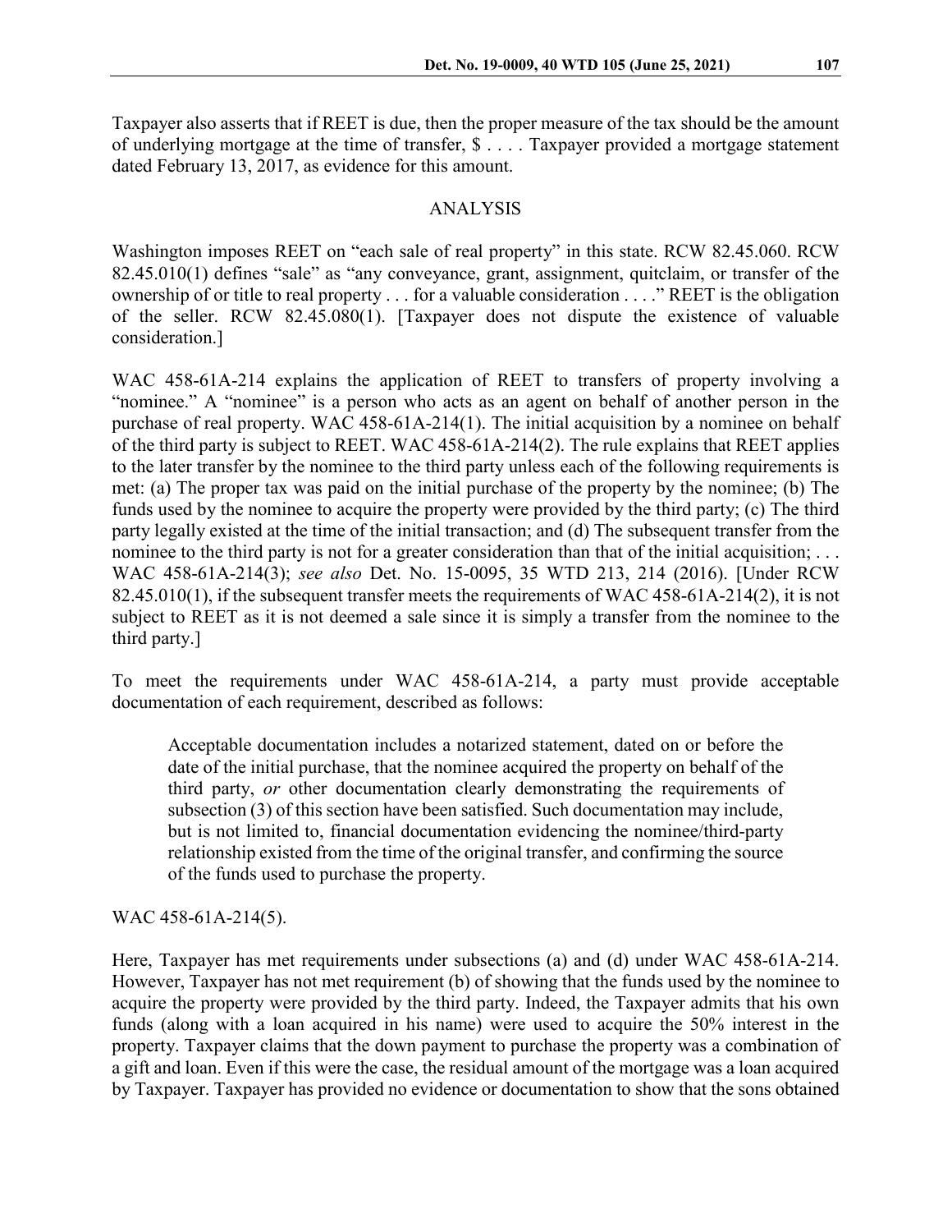Taxpayer also asserts that if REET is due, then the proper measure of the tax should be the amount of underlying mortgage at the time of transfer, $ . . . . Taxpayer provided a mortgage statement dated February 13, 2017, as evidence for this amount.

## ANALYSIS

Washington imposes REET on "each sale of real property" in this state. RCW 82.45.060. RCW 82.45.010(1) defines "sale" as "any conveyance, grant, assignment, quitclaim, or transfer of the ownership of or title to real property . . . for a valuable consideration . . . ." REET is the obligation of the seller. RCW 82.45.080(1). [Taxpayer does not dispute the existence of valuable consideration.]

WAC 458-61A-214 explains the application of REET to transfers of property involving a "nominee." A "nominee" is a person who acts as an agent on behalf of another person in the purchase of real property. WAC 458-61A-214(1). The initial acquisition by a nominee on behalf of the third party is subject to REET. WAC 458-61A-214(2). The rule explains that REET applies to the later transfer by the nominee to the third party unless each of the following requirements is met: (a) The proper tax was paid on the initial purchase of the property by the nominee; (b) The funds used by the nominee to acquire the property were provided by the third party; (c) The third party legally existed at the time of the initial transaction; and (d) The subsequent transfer from the nominee to the third party is not for a greater consideration than that of the initial acquisition; . . . WAC 458-61A-214(3); *see also* Det. No. 15-0095, 35 WTD 213, 214 (2016). [Under RCW 82.45.010(1), if the subsequent transfer meets the requirements of WAC 458-61A-214(2), it is not subject to REET as it is not deemed a sale since it is simply a transfer from the nominee to the third party.]

To meet the requirements under WAC 458-61A-214, a party must provide acceptable documentation of each requirement, described as follows:

> Acceptable documentation includes a notarized statement, dated on or before the date of the initial purchase, that the nominee acquired the property on behalf of the third party, *or* other documentation clearly demonstrating the requirements of subsection (3) of this section have been satisfied. Such documentation may include, but is not limited to, financial documentation evidencing the nominee/third-party relationship existed from the time of the original transfer, and confirming the source of the funds used to purchase the property.

WAC 458-61A-214(5).

Here, Taxpayer has met requirements under subsections (a) and (d) under WAC 458-61A-214. However, Taxpayer has not met requirement (b) of showing that the funds used by the nominee to acquire the property were provided by the third party. Indeed, the Taxpayer admits that his own funds (along with a loan acquired in his name) were used to acquire the 50% interest in the property. Taxpayer claims that the down payment to purchase the property was a combination of a gift and loan. Even if this were the case, the residual amount of the mortgage was a loan acquired by Taxpayer. Taxpayer has provided no evidence or documentation to show that the sons obtained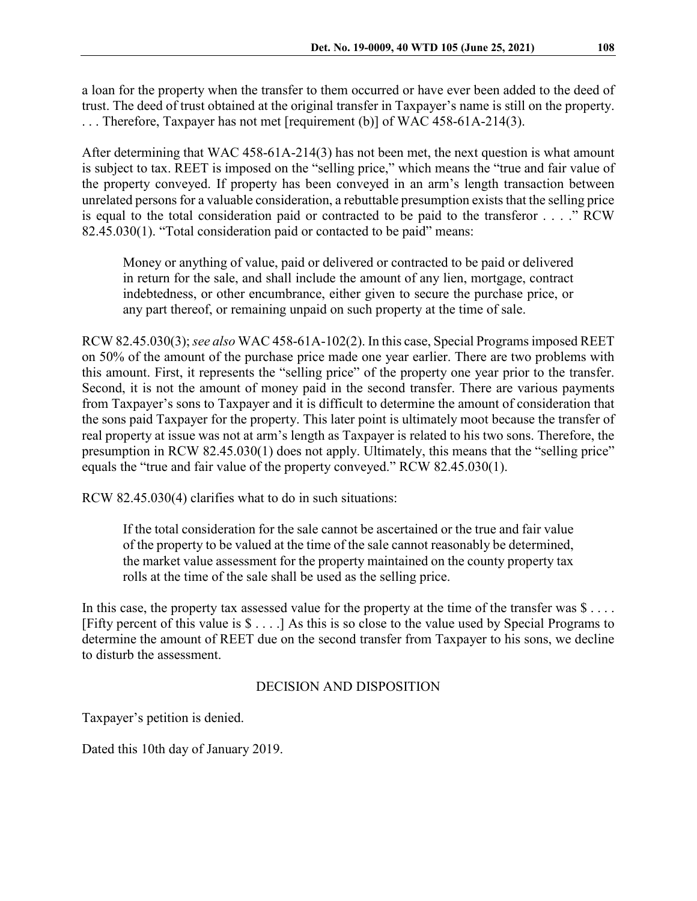a loan for the property when the transfer to them occurred or have ever been added to the deed of trust. The deed of trust obtained at the original transfer in Taxpayer's name is still on the property. . . . Therefore, Taxpayer has not met [requirement (b)] of WAC 458-61A-214(3).

After determining that WAC 458-61A-214(3) has not been met, the next question is what amount is subject to tax. REET is imposed on the "selling price," which means the "true and fair value of the property conveyed. If property has been conveyed in an arm's length transaction between unrelated persons for a valuable consideration, a rebuttable presumption exists that the selling price is equal to the total consideration paid or contracted to be paid to the transferor . . . ." RCW 82.45.030(1). "Total consideration paid or contacted to be paid" means:

> Money or anything of value, paid or delivered or contracted to be paid or delivered in return for the sale, and shall include the amount of any lien, mortgage, contract indebtedness, or other encumbrance, either given to secure the purchase price, or any part thereof, or remaining unpaid on such property at the time of sale.

RCW 82.45.030(3); *see also* WAC 458-61A-102(2). In this case, Special Programs imposed REET on 50% of the amount of the purchase price made one year earlier. There are two problems with this amount. First, it represents the "selling price" of the property one year prior to the transfer. Second, it is not the amount of money paid in the second transfer. There are various payments from Taxpayer's sons to Taxpayer and it is difficult to determine the amount of consideration that the sons paid Taxpayer for the property. This later point is ultimately moot because the transfer of real property at issue was not at arm's length as Taxpayer is related to his two sons. Therefore, the presumption in RCW 82.45.030(1) does not apply. Ultimately, this means that the "selling price" equals the "true and fair value of the property conveyed." RCW 82.45.030(1).

RCW 82.45.030(4) clarifies what to do in such situations:

> If the total consideration for the sale cannot be ascertained or the true and fair value of the property to be valued at the time of the sale cannot reasonably be determined, the market value assessment for the property maintained on the county property tax rolls at the time of the sale shall be used as the selling price.

In this case, the property tax assessed value for the property at the time of the transfer was $ . . . . [Fifty percent of this value is $ . . . .] As this is so close to the value used by Special Programs to determine the amount of REET due on the second transfer from Taxpayer to his sons, we decline to disturb the assessment.

## DECISION AND DISPOSITION

Taxpayer's petition is denied.

Dated this 10th day of January 2019.